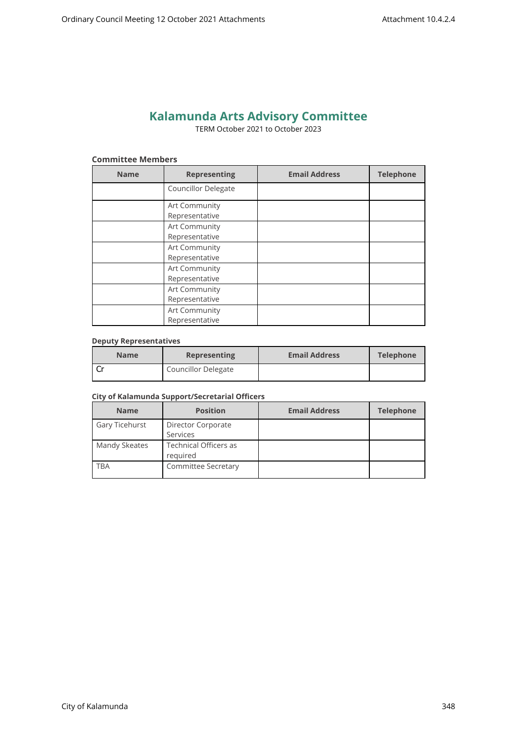# Kalamunda Arts Advisory Committee

TERM October 2021 to October 2023

**Committee Members**

| Name | Representing | Email Address | Telephone |
|---|---|---|---|
| | Councillor Delegate | | |
| | Art Community Representative | | |
| | Art Community Representative | | |
| | Art Community Representative | | |
| | Art Community Representative | | |
| | Art Community Representative | | |
| | Art Community Representative | | |

**Deputy Representatives**

| Name | Representing | Email Address | Telephone |
|---|---|---|---|
| Cr | Councillor Delegate | | |

**City of Kalamunda Support/Secretarial Officers**

| Name | Position | Email Address | Telephone |
|---|---|---|---|
| Gary Ticehurst | Director Corporate Services | | |
| Mandy Skeates | Technical Officers as required | | |
| TBA | Committee Secretary | | |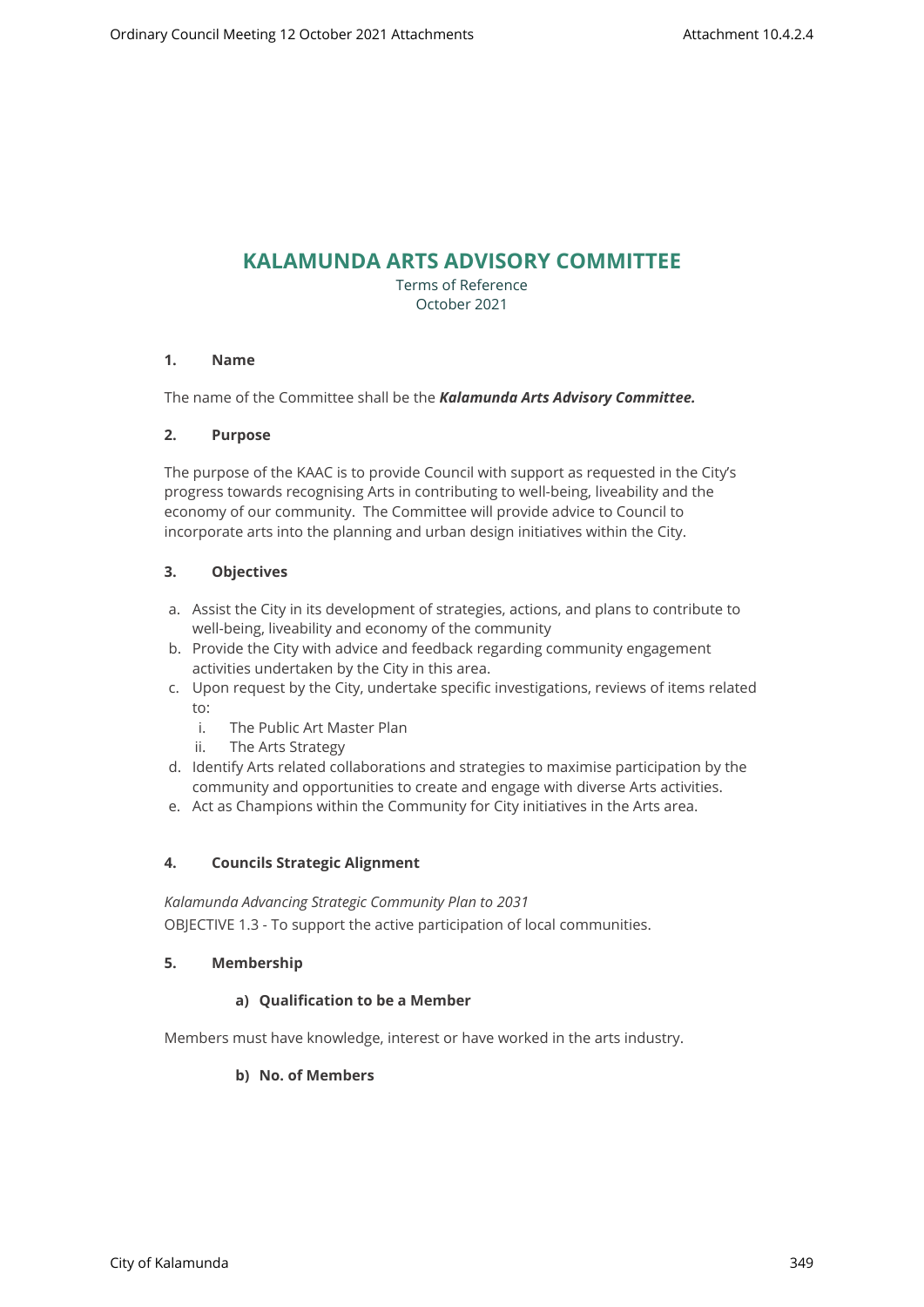# KALAMUNDA ARTS ADVISORY COMMITTEE

Terms of Reference
October 2021

## 1. Name

The name of the Committee shall be the ***Kalamunda Arts Advisory Committee.***

## 2. Purpose

The purpose of the KAAC is to provide Council with support as requested in the City's progress towards recognising Arts in contributing to well-being, liveability and the economy of our community. The Committee will provide advice to Council to incorporate arts into the planning and urban design initiatives within the City.

## 3. Objectives

a. Assist the City in its development of strategies, actions, and plans to contribute to well-being, liveability and economy of the community
b. Provide the City with advice and feedback regarding community engagement activities undertaken by the City in this area.
c. Upon request by the City, undertake specific investigations, reviews of items related to:
   i. The Public Art Master Plan
   ii. The Arts Strategy
d. Identify Arts related collaborations and strategies to maximise participation by the community and opportunities to create and engage with diverse Arts activities.
e. Act as Champions within the Community for City initiatives in the Arts area.

## 4. Councils Strategic Alignment

*Kalamunda Advancing Strategic Community Plan to 2031*
OBJECTIVE 1.3 - To support the active participation of local communities.

## 5. Membership

### a) Qualification to be a Member

Members must have knowledge, interest or have worked in the arts industry.

### b) No. of Members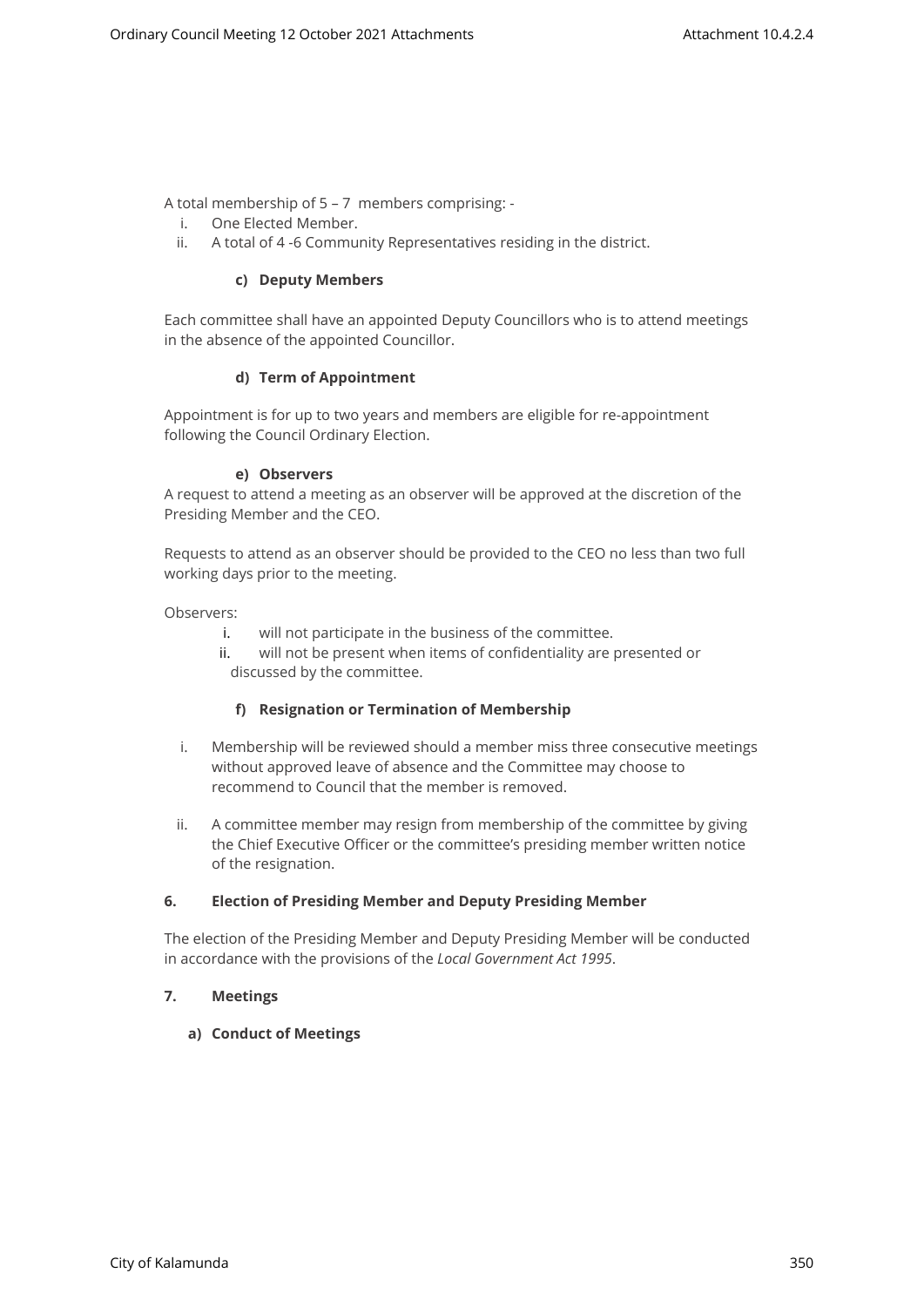A total membership of 5 – 7 members comprising: -

i. One Elected Member.
ii. A total of 4 -6 Community Representatives residing in the district.

#### c) Deputy Members

Each committee shall have an appointed Deputy Councillors who is to attend meetings in the absence of the appointed Councillor.

#### d) Term of Appointment

Appointment is for up to two years and members are eligible for re-appointment following the Council Ordinary Election.

#### e) Observers

A request to attend a meeting as an observer will be approved at the discretion of the Presiding Member and the CEO.

Requests to attend as an observer should be provided to the CEO no less than two full working days prior to the meeting.

Observers:

i. will not participate in the business of the committee.
ii. will not be present when items of confidentiality are presented or discussed by the committee.

#### f) Resignation or Termination of Membership

i. Membership will be reviewed should a member miss three consecutive meetings without approved leave of absence and the Committee may choose to recommend to Council that the member is removed.

ii. A committee member may resign from membership of the committee by giving the Chief Executive Officer or the committee's presiding member written notice of the resignation.

### 6. Election of Presiding Member and Deputy Presiding Member

The election of the Presiding Member and Deputy Presiding Member will be conducted in accordance with the provisions of the *Local Government Act 1995*.

### 7. Meetings

#### a) Conduct of Meetings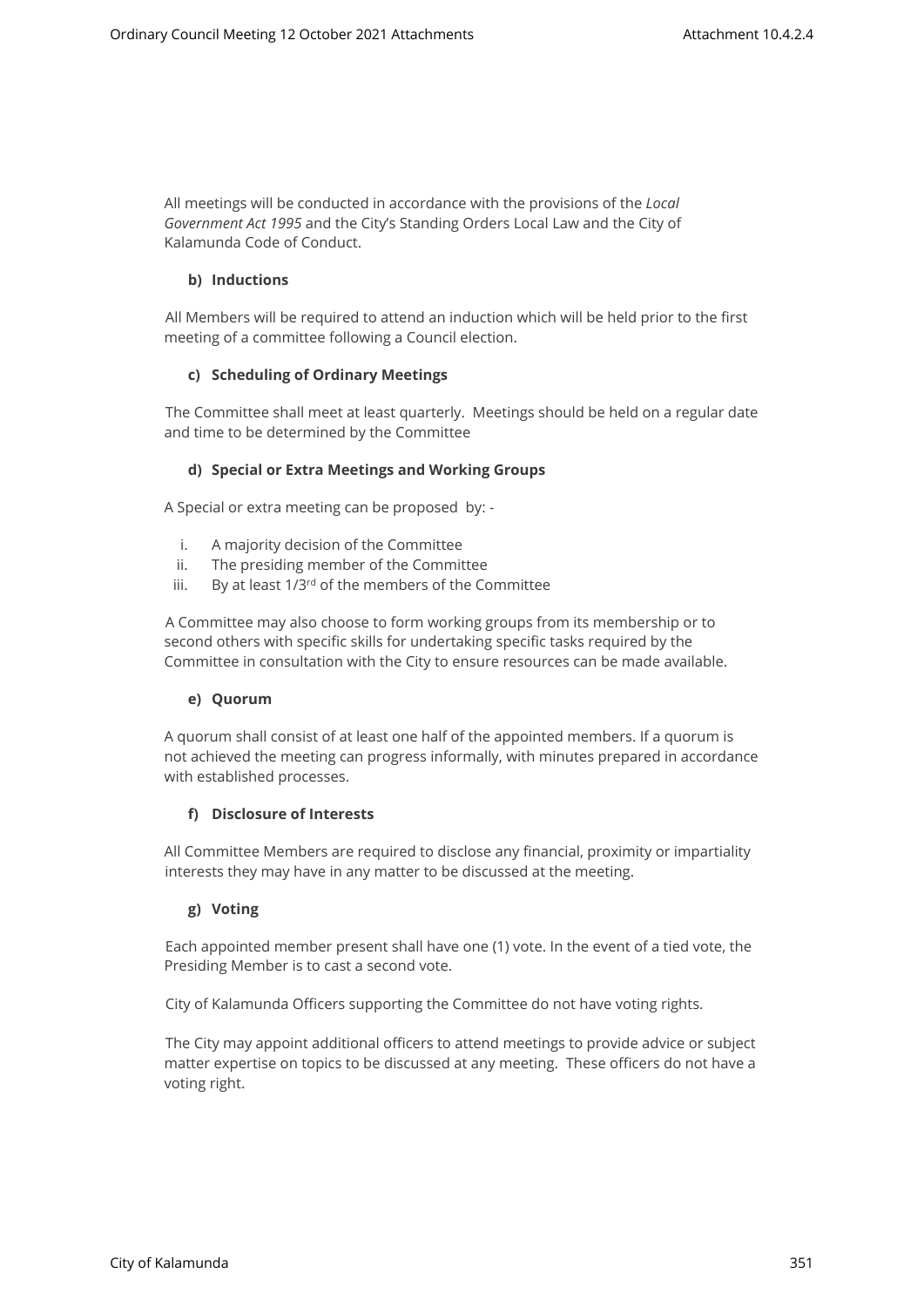All meetings will be conducted in accordance with the provisions of the *Local Government Act 1995* and the City's Standing Orders Local Law and the City of Kalamunda Code of Conduct.

**b) Inductions**

All Members will be required to attend an induction which will be held prior to the first meeting of a committee following a Council election.

**c) Scheduling of Ordinary Meetings**

The Committee shall meet at least quarterly. Meetings should be held on a regular date and time to be determined by the Committee

**d) Special or Extra Meetings and Working Groups**

A Special or extra meeting can be proposed by: -

i. A majority decision of the Committee
ii. The presiding member of the Committee
iii. By at least 1/3rd of the members of the Committee

A Committee may also choose to form working groups from its membership or to second others with specific skills for undertaking specific tasks required by the Committee in consultation with the City to ensure resources can be made available.

**e) Quorum**

A quorum shall consist of at least one half of the appointed members. If a quorum is not achieved the meeting can progress informally, with minutes prepared in accordance with established processes.

**f) Disclosure of Interests**

All Committee Members are required to disclose any financial, proximity or impartiality interests they may have in any matter to be discussed at the meeting.

**g) Voting**

Each appointed member present shall have one (1) vote. In the event of a tied vote, the Presiding Member is to cast a second vote.

City of Kalamunda Officers supporting the Committee do not have voting rights.

The City may appoint additional officers to attend meetings to provide advice or subject matter expertise on topics to be discussed at any meeting. These officers do not have a voting right.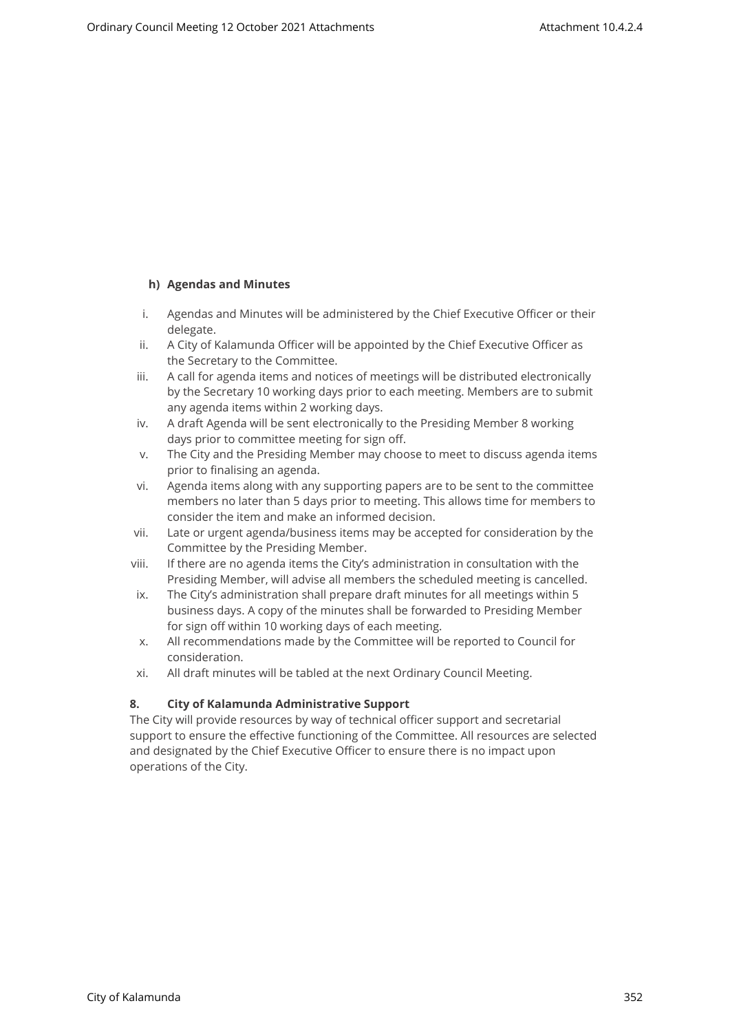**h) Agendas and Minutes**

i. Agendas and Minutes will be administered by the Chief Executive Officer or their delegate.
ii. A City of Kalamunda Officer will be appointed by the Chief Executive Officer as the Secretary to the Committee.
iii. A call for agenda items and notices of meetings will be distributed electronically by the Secretary 10 working days prior to each meeting. Members are to submit any agenda items within 2 working days.
iv. A draft Agenda will be sent electronically to the Presiding Member 8 working days prior to committee meeting for sign off.
v. The City and the Presiding Member may choose to meet to discuss agenda items prior to finalising an agenda.
vi. Agenda items along with any supporting papers are to be sent to the committee members no later than 5 days prior to meeting. This allows time for members to consider the item and make an informed decision.
vii. Late or urgent agenda/business items may be accepted for consideration by the Committee by the Presiding Member.
viii. If there are no agenda items the City's administration in consultation with the Presiding Member, will advise all members the scheduled meeting is cancelled.
ix. The City's administration shall prepare draft minutes for all meetings within 5 business days. A copy of the minutes shall be forwarded to Presiding Member for sign off within 10 working days of each meeting.
x. All recommendations made by the Committee will be reported to Council for consideration.
xi. All draft minutes will be tabled at the next Ordinary Council Meeting.

**8. City of Kalamunda Administrative Support**

The City will provide resources by way of technical officer support and secretarial support to ensure the effective functioning of the Committee. All resources are selected and designated by the Chief Executive Officer to ensure there is no impact upon operations of the City.